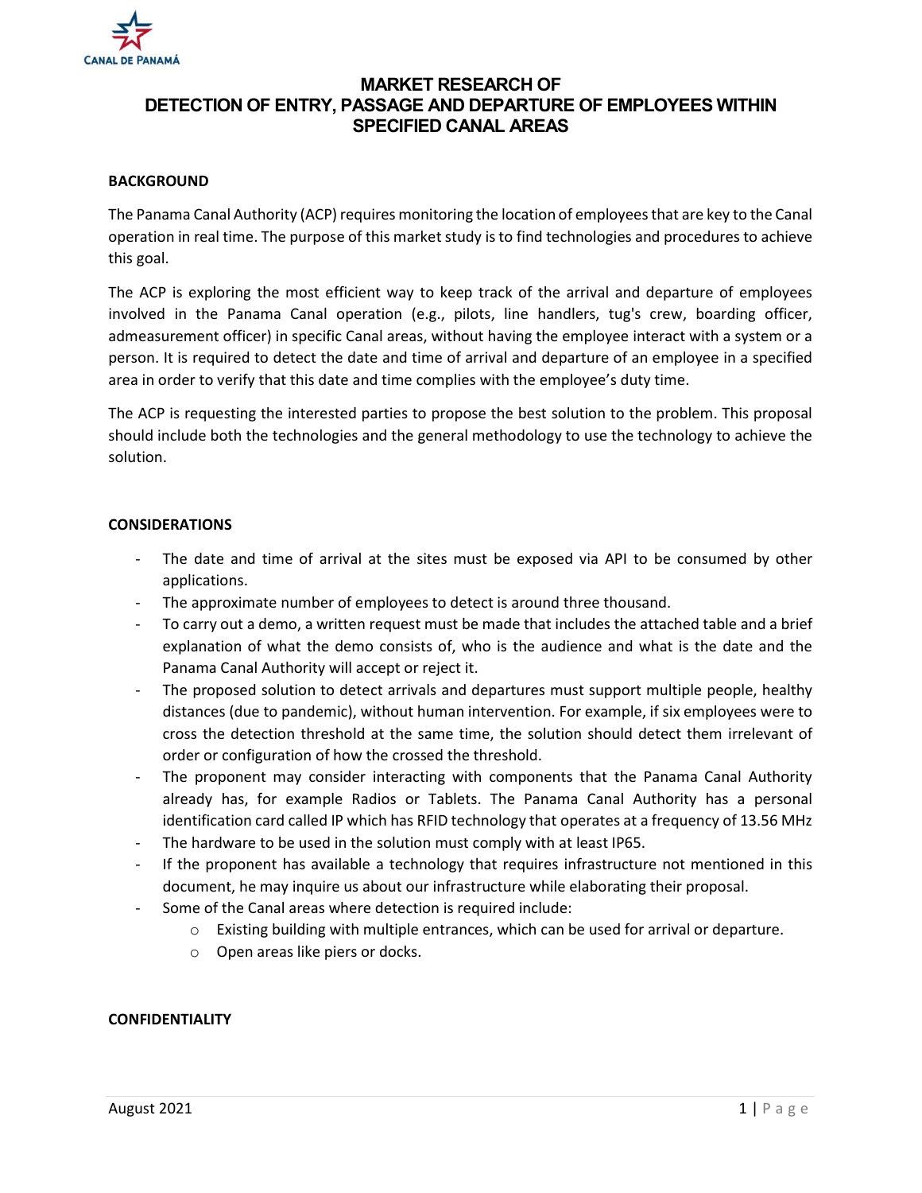# MARKET RESEARCH OF DETECTION OF ENTRY, PASSAGE AND DEPARTURE OF EMPLOYEES WITHIN SPECIFIED CANAL AREAS

## BACKGROUND

The Panama Canal Authority (ACP) requires monitoring the location of employees that are key to the Canal operation in real time. The purpose of this market study is to find technologies and procedures to achieve this goal.

The ACP is exploring the most efficient way to keep track of the arrival and departure of employees involved in the Panama Canal operation (e.g., pilots, line handlers, tug's crew, boarding officer, admeasurement officer) in specific Canal areas, without having the employee interact with a system or a person. It is required to detect the date and time of arrival and departure of an employee in a specified area in order to verify that this date and time complies with the employee's duty time.

The ACP is requesting the interested parties to propose the best solution to the problem. This proposal should include both the technologies and the general methodology to use the technology to achieve the solution.

## CONSIDERATIONS

- The date and time of arrival at the sites must be exposed via API to be consumed by other applications.
- The approximate number of employees to detect is around three thousand.
- To carry out a demo, a written request must be made that includes the attached table and a brief explanation of what the demo consists of, who is the audience and what is the date and the Panama Canal Authority will accept or reject it.
- The proposed solution to detect arrivals and departures must support multiple people, healthy distances (due to pandemic), without human intervention. For example, if six employees were to cross the detection threshold at the same time, the solution should detect them irrelevant of order or configuration of how the crossed the threshold.
- The proponent may consider interacting with components that the Panama Canal Authority already has, for example Radios or Tablets. The Panama Canal Authority has a personal identification card called IP which has RFID technology that operates at a frequency of 13.56 MHz
- The hardware to be used in the solution must comply with at least IP65.
- If the proponent has available a technology that requires infrastructure not mentioned in this document, he may inquire us about our infrastructure while elaborating their proposal.
- Some of the Canal areas where detection is required include:
  - Existing building with multiple entrances, which can be used for arrival or departure.
  - Open areas like piers or docks.

## CONFIDENTIALITY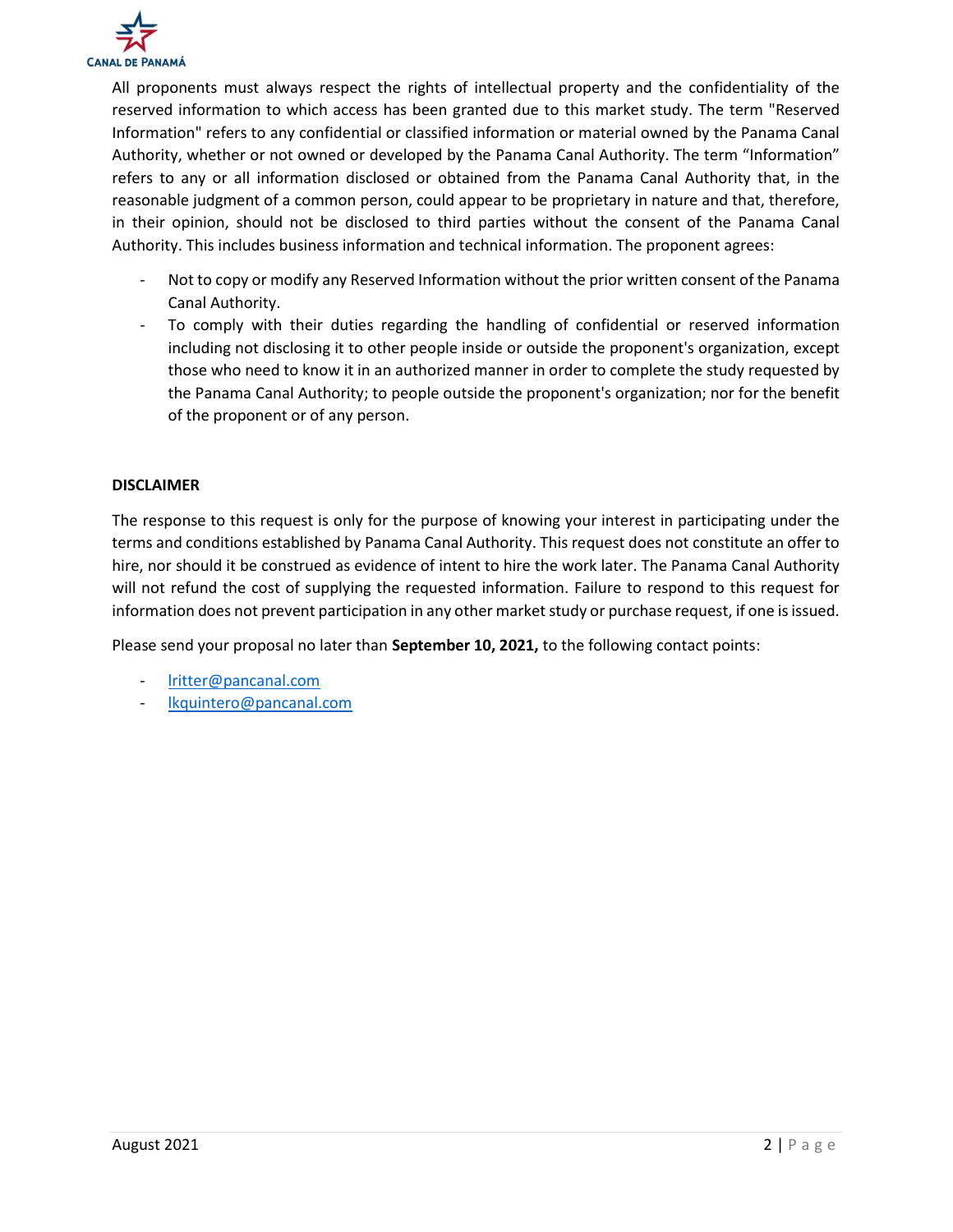All proponents must always respect the rights of intellectual property and the confidentiality of the reserved information to which access has been granted due to this market study. The term "Reserved Information" refers to any confidential or classified information or material owned by the Panama Canal Authority, whether or not owned or developed by the Panama Canal Authority. The term "Information" refers to any or all information disclosed or obtained from the Panama Canal Authority that, in the reasonable judgment of a common person, could appear to be proprietary in nature and that, therefore, in their opinion, should not be disclosed to third parties without the consent of the Panama Canal Authority. This includes business information and technical information. The proponent agrees:

- Not to copy or modify any Reserved Information without the prior written consent of the Panama Canal Authority.
- To comply with their duties regarding the handling of confidential or reserved information including not disclosing it to other people inside or outside the proponent's organization, except those who need to know it in an authorized manner in order to complete the study requested by the Panama Canal Authority; to people outside the proponent's organization; nor for the benefit of the proponent or of any person.

**DISCLAIMER**

The response to this request is only for the purpose of knowing your interest in participating under the terms and conditions established by Panama Canal Authority. This request does not constitute an offer to hire, nor should it be construed as evidence of intent to hire the work later. The Panama Canal Authority will not refund the cost of supplying the requested information. Failure to respond to this request for information does not prevent participation in any other market study or purchase request, if one is issued.

Please send your proposal no later than **September 10, 2021,** to the following contact points:

- lritter@pancanal.com
- lkquintero@pancanal.com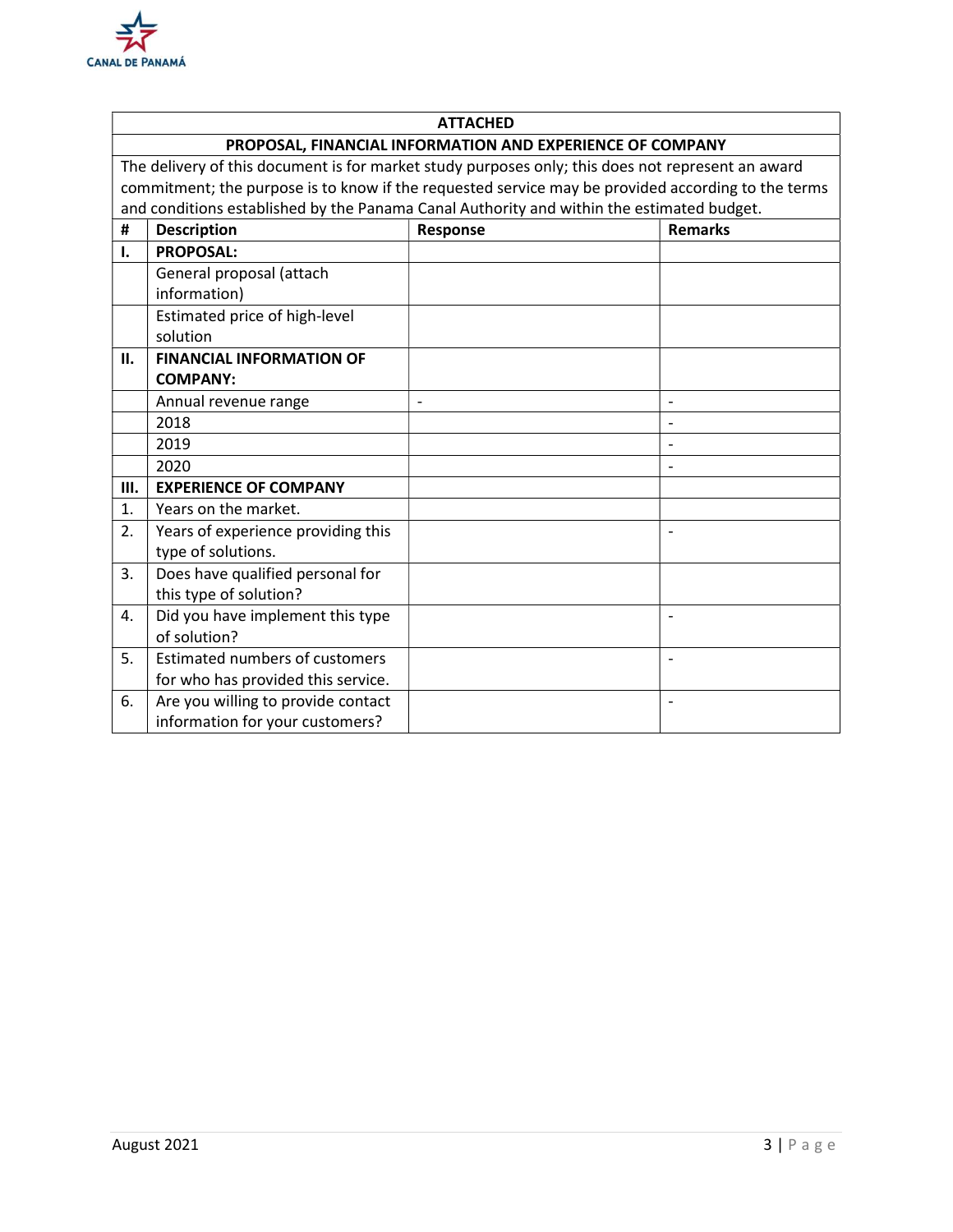| ATTACHED | | | |
|---|---|---|---|
| **PROPOSAL, FINANCIAL INFORMATION AND EXPERIENCE OF COMPANY** | | | |
| The delivery of this document is for market study purposes only; this does not represent an award commitment; the purpose is to know if the requested service may be provided according to the terms and conditions established by the Panama Canal Authority and within the estimated budget. | | | |
| **#** | **Description** | **Response** | **Remarks** |
| **I.** | **PROPOSAL:** | | |
| | General proposal (attach information) | | |
| | Estimated price of high-level solution | | |
| **II.** | **FINANCIAL INFORMATION OF COMPANY:** | | |
| | Annual revenue range | - | - |
| | 2018 | | - |
| | 2019 | | - |
| | 2020 | | - |
| **III.** | **EXPERIENCE OF COMPANY** | | |
| 1. | Years on the market. | | |
| 2. | Years of experience providing this type of solutions. | | - |
| 3. | Does have qualified personal for this type of solution? | | |
| 4. | Did you have implement this type of solution? | | - |
| 5. | Estimated numbers of customers for who has provided this service. | | - |
| 6. | Are you willing to provide contact information for your customers? | | - |